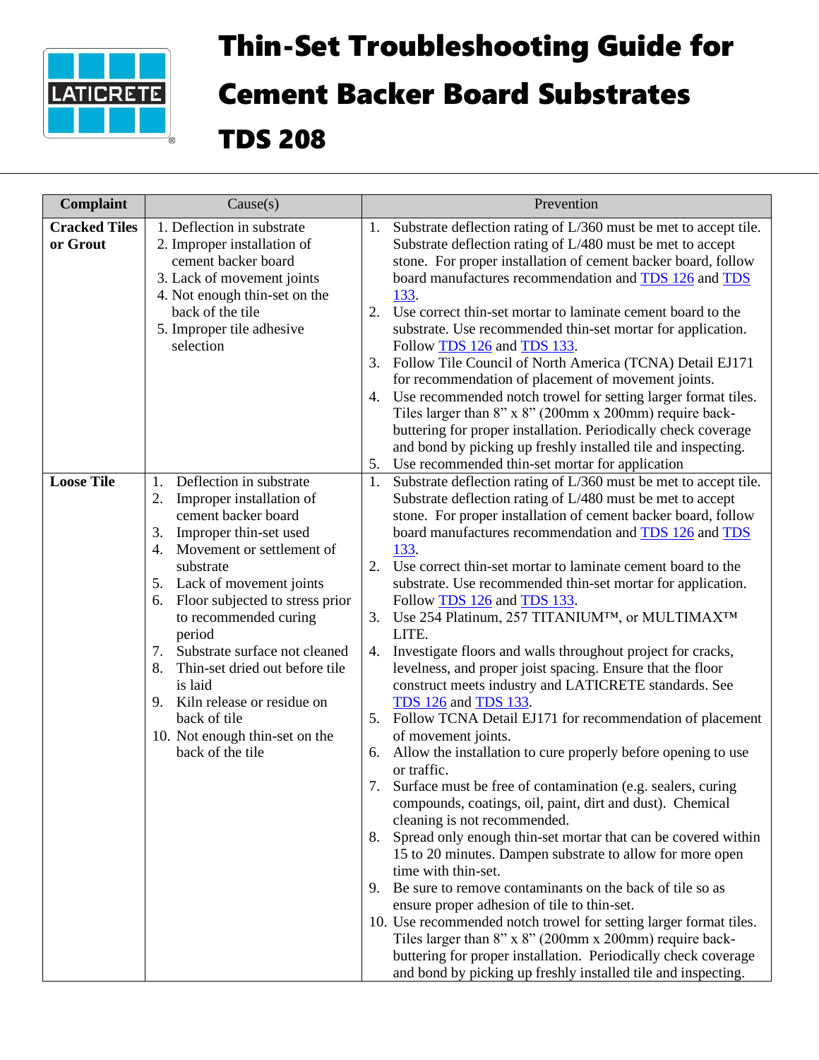# Thin-Set Troubleshooting Guide for Cement Backer Board Substrates

# TDS 208

| Complaint | Cause(s) | Prevention |
|---|---|---|
| **Cracked Tiles or Grout** | 1. Deflection in substrate<br>2. Improper installation of cement backer board<br>3. Lack of movement joints<br>4. Not enough thin-set on the back of the tile<br>5. Improper tile adhesive selection | 1. Substrate deflection rating of L/360 must be met to accept tile. Substrate deflection rating of L/480 must be met to accept stone. For proper installation of cement backer board, follow board manufactures recommendation and TDS 126 and TDS 133.<br>2. Use correct thin-set mortar to laminate cement board to the substrate. Use recommended thin-set mortar for application. Follow TDS 126 and TDS 133.<br>3. Follow Tile Council of North America (TCNA) Detail EJ171 for recommendation of placement of movement joints.<br>4. Use recommended notch trowel for setting larger format tiles. Tiles larger than 8" x 8" (200mm x 200mm) require back-buttering for proper installation. Periodically check coverage and bond by picking up freshly installed tile and inspecting.<br>5. Use recommended thin-set mortar for application |
| **Loose Tile** | 1. Deflection in substrate<br>2. Improper installation of cement backer board<br>3. Improper thin-set used<br>4. Movement or settlement of substrate<br>5. Lack of movement joints<br>6. Floor subjected to stress prior to recommended curing period<br>7. Substrate surface not cleaned<br>8. Thin-set dried out before tile is laid<br>9. Kiln release or residue on back of tile<br>10. Not enough thin-set on the back of the tile | 1. Substrate deflection rating of L/360 must be met to accept tile. Substrate deflection rating of L/480 must be met to accept stone. For proper installation of cement backer board, follow board manufactures recommendation and TDS 126 and TDS 133.<br>2. Use correct thin-set mortar to laminate cement board to the substrate. Use recommended thin-set mortar for application. Follow TDS 126 and TDS 133.<br>3. Use 254 Platinum, 257 TITANIUM™, or MULTIMAX™ LITE.<br>4. Investigate floors and walls throughout project for cracks, levelness, and proper joist spacing. Ensure that the floor construct meets industry and LATICRETE standards. See TDS 126 and TDS 133.<br>5. Follow TCNA Detail EJ171 for recommendation of placement of movement joints.<br>6. Allow the installation to cure properly before opening to use or traffic.<br>7. Surface must be free of contamination (e.g. sealers, curing compounds, coatings, oil, paint, dirt and dust). Chemical cleaning is not recommended.<br>8. Spread only enough thin-set mortar that can be covered within 15 to 20 minutes. Dampen substrate to allow for more open time with thin-set.<br>9. Be sure to remove contaminants on the back of tile so as ensure proper adhesion of tile to thin-set.<br>10. Use recommended notch trowel for setting larger format tiles. Tiles larger than 8" x 8" (200mm x 200mm) require back-buttering for proper installation. Periodically check coverage and bond by picking up freshly installed tile and inspecting. |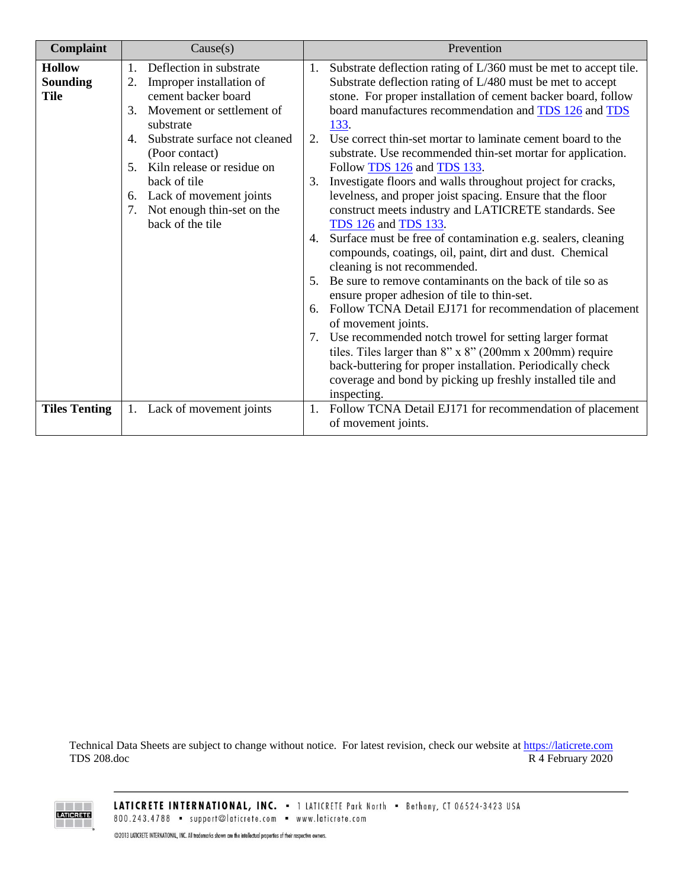| Complaint | Cause(s) | Prevention |
|---|---|---|
| **Hollow Sounding Tile** | 1. Deflection in substrate<br>2. Improper installation of cement backer board<br>3. Movement or settlement of substrate<br>4. Substrate surface not cleaned (Poor contact)<br>5. Kiln release or residue on back of tile<br>6. Lack of movement joints<br>7. Not enough thin-set on the back of the tile | 1. Substrate deflection rating of L/360 must be met to accept tile. Substrate deflection rating of L/480 must be met to accept stone. For proper installation of cement backer board, follow board manufactures recommendation and TDS 126 and TDS 133.<br>2. Use correct thin-set mortar to laminate cement board to the substrate. Use recommended thin-set mortar for application. Follow TDS 126 and TDS 133.<br>3. Investigate floors and walls throughout project for cracks, levelness, and proper joist spacing. Ensure that the floor construct meets industry and LATICRETE standards. See TDS 126 and TDS 133.<br>4. Surface must be free of contamination e.g. sealers, cleaning compounds, coatings, oil, paint, dirt and dust. Chemical cleaning is not recommended.<br>5. Be sure to remove contaminants on the back of tile so as ensure proper adhesion of tile to thin-set.<br>6. Follow TCNA Detail EJ171 for recommendation of placement of movement joints.<br>7. Use recommended notch trowel for setting larger format tiles. Tiles larger than 8" x 8" (200mm x 200mm) require back-buttering for proper installation. Periodically check coverage and bond by picking up freshly installed tile and inspecting. |
| **Tiles Tenting** | 1. Lack of movement joints | 1. Follow TCNA Detail EJ171 for recommendation of placement of movement joints. |

Technical Data Sheets are subject to change without notice. For latest revision, check our website at https://laticrete.com

TDS 208.doc

R 4 February 2020

**LATICRETE INTERNATIONAL, INC.** ▪ 1 LATICRETE Park North ▪ Bethany, CT 06524-3423 USA
800.243.4788 ▪ support@laticrete.com ▪ www.laticrete.com

©2013 LATICRETE INTERNATIONAL, INC. All trademarks shown are the intellectual properties of their respective owners.